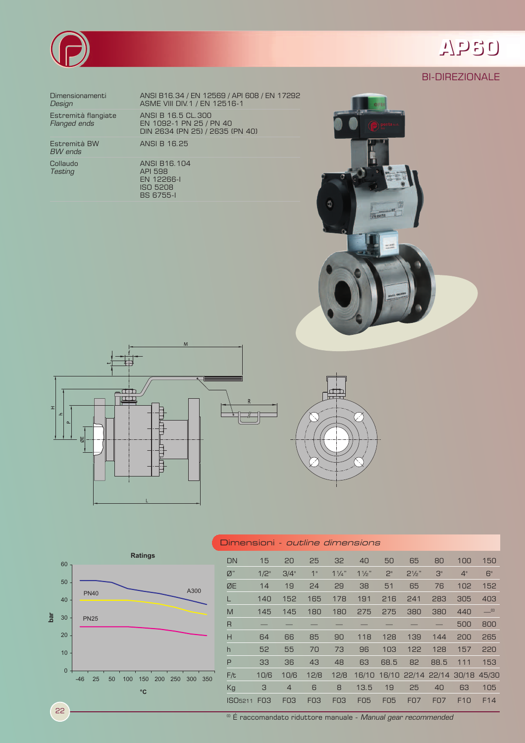# AP60

## BI-DIREZIONALE

| | |
|---|---|
| Dimensionamenti *Design* | ANSI B16.34 / EN 12569 / API 608 / EN 17292 ASME VIII DIV.1 / EN 12516-1 |
| Estremità flangiate *Flanged ends* | ANSI B 16.5 CL.300 EN 1092-1 PN 25 / PN 40 DIN 2634 (PN 25) / 2635 (PN 40) |
| Estremità BW *BW ends* | ANSI B 16.25 |
| Collaudo *Testing* | ANSI B16.104 API 598 EN 12266-I ISO 5208 BS 6755-I |

## Dimensioni - *outline dimensions*

| DN | 15 | 20 | 25 | 32 | 40 | 50 | 65 | 80 | 100 | 150 |
|---|---|---|---|---|---|---|---|---|---|---|
| Ø" | 1/2" | 3/4" | 1" | 1¼" | 1½" | 2" | 2½" | 3" | 4" | 6" |
| ØE | 14 | 19 | 24 | 29 | 38 | 51 | 65 | 76 | 102 | 152 |
| L | 140 | 152 | 165 | 178 | 191 | 216 | 241 | 283 | 305 | 403 |
| M | 145 | 145 | 180 | 180 | 275 | 275 | 380 | 380 | 440 | —[1] |
| R | — | — | — | — | — | — | — | — | 500 | 800 |
| H | 64 | 66 | 85 | 90 | 118 | 128 | 139 | 144 | 200 | 265 |
| h | 52 | 55 | 70 | 73 | 96 | 103 | 122 | 128 | 157 | 220 |
| P | 33 | 36 | 43 | 48 | 63 | 68.5 | 82 | 88.5 | 111 | 153 |
| F/t | 10/6 | 10/6 | 12/8 | 12/8 | 16/10 | 16/10 | 22/14 | 22/14 | 30/18 | 45/30 |
| Kg | 3 | 4 | 6 | 8 | 13.5 | 19 | 25 | 40 | 63 | 105 |
| ISO5211 | F03 | F03 | F03 | F03 | F05 | F05 | F07 | F07 | F10 | F14 |

[1] É raccomandato riduttore manuale - *Manual gear recommended*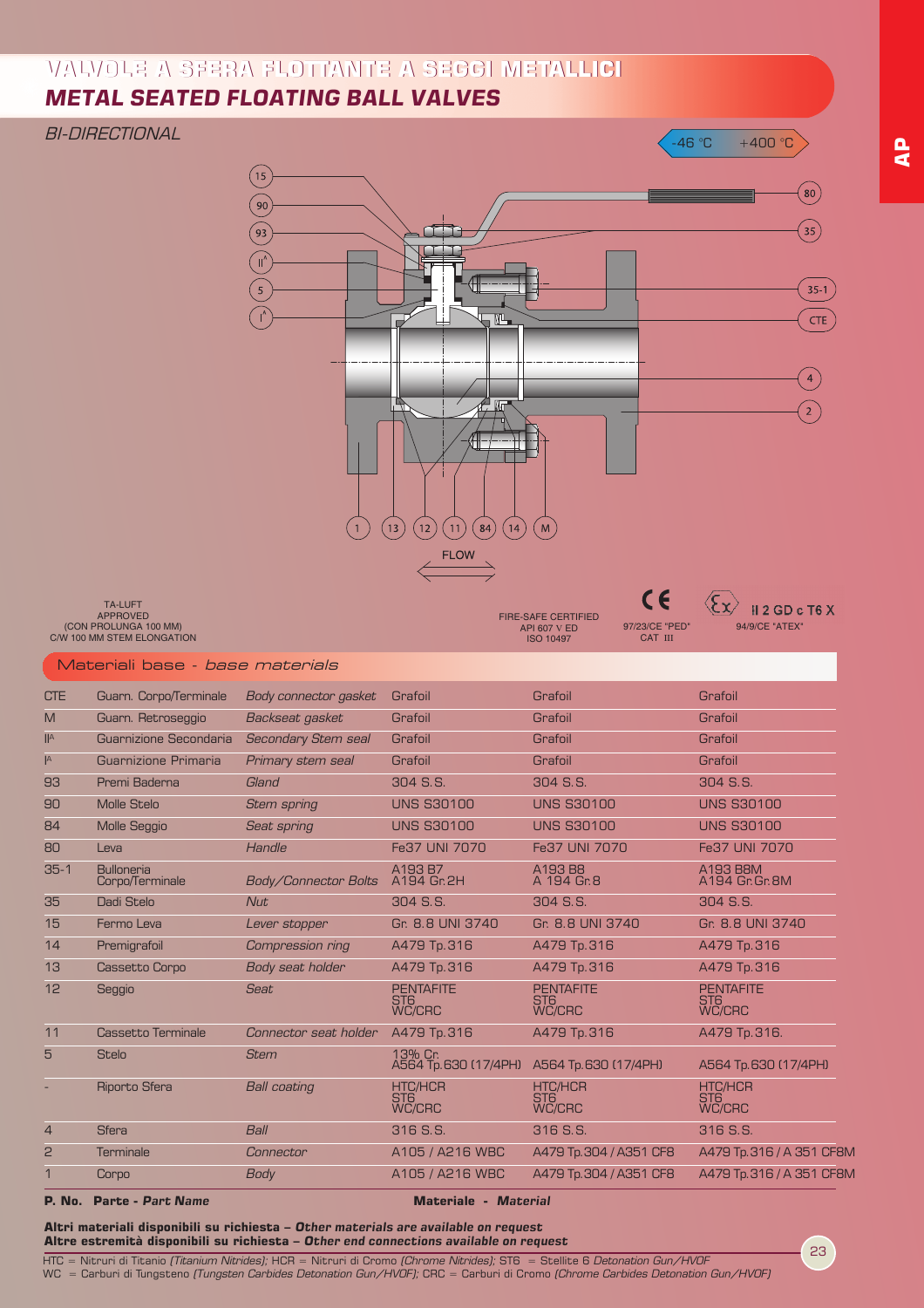# VALVOLE A SFERA FLOTTANTE A SEGGI METALLICI

## *METAL SEATED FLOATING BALL VALVES*

*BI-DIRECTIONAL*

-46 °C  +400 °C

AP

15
90
93
II^A
5
I^A
80
35
35-1
CTE
4
2
1 13 12 11 84 14 M

FLOW

TA-LUFT APPROVED
(CON PROLUNGA 100 MM)
C/W 100 MM STEM ELONGATION

FIRE-SAFE CERTIFIED
API 607 V ED
ISO 10497

CE
97/23/CE "PED"
CAT III

Ex II 2 GD c T6 X
94/9/CE "ATEX"

## Materiali base - *base materials*

| P. No. | Parte - *Part Name* | | Materiale - *Material* | | |
|---|---|---|---|---|---|
| CTE | Guarn. Corpo/Terminale | *Body connector gasket* | Grafoil | Grafoil | Grafoil |
| M | Guarn. Retroseggio | *Backseat gasket* | Grafoil | Grafoil | Grafoil |
| II^A | Guarnizione Secondaria | *Secondary Stem seal* | Grafoil | Grafoil | Grafoil |
| I^A | Guarnizione Primaria | *Primary stem seal* | Grafoil | Grafoil | Grafoil |
| 93 | Premi Baderna | *Gland* | 304 S.S. | 304 S.S. | 304 S.S. |
| 90 | Molle Stelo | *Stem spring* | UNS S30100 | UNS S30100 | UNS S30100 |
| 84 | Molle Seggio | *Seat spring* | UNS S30100 | UNS S30100 | UNS S30100 |
| 80 | Leva | *Handle* | Fe37 UNI 7070 | Fe37 UNI 7070 | Fe37 UNI 7070 |
| 35-1 | Bulloneria Corpo/Terminale | *Body/Connector Bolts* | A193 B7 A194 Gr.2H | A193 B8 A 194 Gr.8 | A193 B8M A194 Gr.Gr.8M |
| 35 | Dadi Stelo | *Nut* | 304 S.S. | 304 S.S. | 304 S.S. |
| 15 | Fermo Leva | *Lever stopper* | Gr. 8.8 UNI 3740 | Gr. 8.8 UNI 3740 | Gr. 8.8 UNI 3740 |
| 14 | Premigrafoil | *Compression ring* | A479 Tp.316 | A479 Tp.316 | A479 Tp.316 |
| 13 | Cassetto Corpo | *Body seat holder* | A479 Tp.316 | A479 Tp.316 | A479 Tp.316 |
| 12 | Seggio | *Seat* | PENTAFITE ST6 WC/CRC | PENTAFITE ST6 WC/CRC | PENTAFITE ST6 WC/CRC |
| 11 | Cassetto Terminale | *Connector seat holder* | A479 Tp.316 | A479 Tp.316 | A479 Tp.316. |
| 5 | Stelo | *Stem* | 13% Cr. A564 Tp.630 (17/4PH) | A564 Tp.630 (17/4PH) | A564 Tp.630 (17/4PH) |
| - | Riporto Sfera | *Ball coating* | HTC/HCR ST6 WC/CRC | HTC/HCR ST6 WC/CRC | HTC/HCR ST6 WC/CRC |
| 4 | Sfera | *Ball* | 316 S.S. | 316 S.S. | 316 S.S. |
| 2 | Terminale | *Connector* | A105 / A216 WBC | A479 Tp.304 / A351 CF8 | A479 Tp.316 / A 351 CF8M |
| 1 | Corpo | *Body* | A105 / A216 WBC | A479 Tp.304 / A351 CF8 | A479 Tp.316 / A 351 CF8M |

**Altri materiali disponibili su richiesta – *Other materials are available on request***
**Altre estremità disponibili su richiesta – *Other end connections available on request***

HTC = Nitruri di Titanio *(Titanium Nitrides)*; HCR = Nitruri di Cromo *(Chrome Nitrides)*; ST6 = Stellite 6 *Detonation Gun/HVOF*
WC = Carburi di Tungsteno *(Tungsten Carbides Detonation Gun/HVOF)*; CRC = Carburi di Cromo *(Chrome Carbides Detonation Gun/HVOF)*